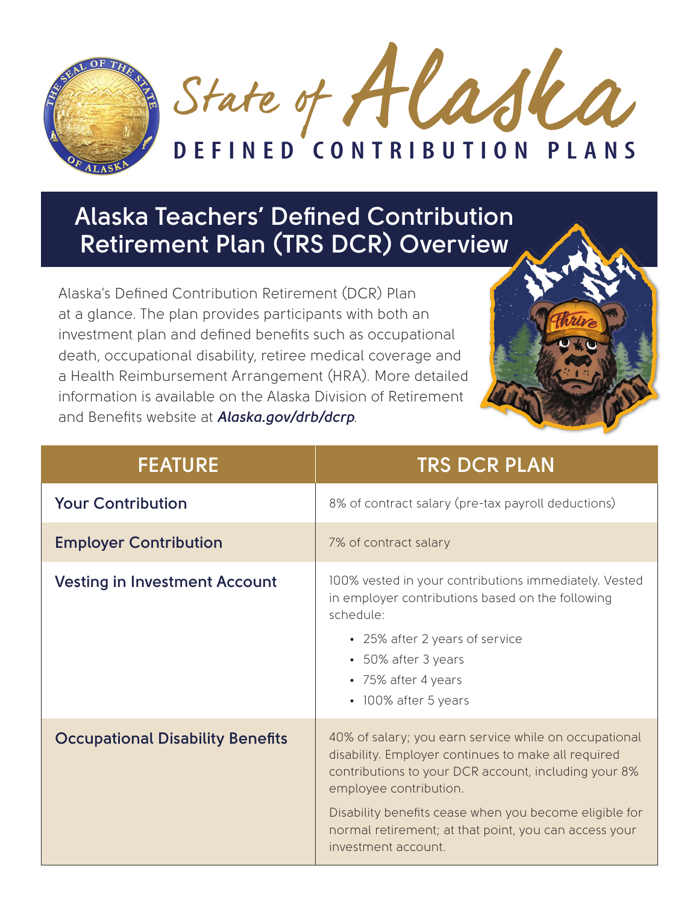# State of Alaska

## DEFINED CONTRIBUTION PLANS

## Alaska Teachers' Defined Contribution Retirement Plan (TRS DCR) Overview

Alaska's Defined Contribution Retirement (DCR) Plan at a glance. The plan provides participants with both an investment plan and defined benefits such as occupational death, occupational disability, retiree medical coverage and a Health Reimbursement Arrangement (HRA). More detailed information is available on the Alaska Division of Retirement and Benefits website at ***Alaska.gov/drb/dcrp***.

| FEATURE | TRS DCR PLAN |
| --- | --- |
| **Your Contribution** | 8% of contract salary (pre-tax payroll deductions) |
| **Employer Contribution** | 7% of contract salary |
| **Vesting in Investment Account** | 100% vested in your contributions immediately. Vested in employer contributions based on the following schedule:<br>• 25% after 2 years of service<br>• 50% after 3 years<br>• 75% after 4 years<br>• 100% after 5 years |
| **Occupational Disability Benefits** | 40% of salary; you earn service while on occupational disability. Employer continues to make all required contributions to your DCR account, including your 8% employee contribution.<br><br>Disability benefits cease when you become eligible for normal retirement; at that point, you can access your investment account. |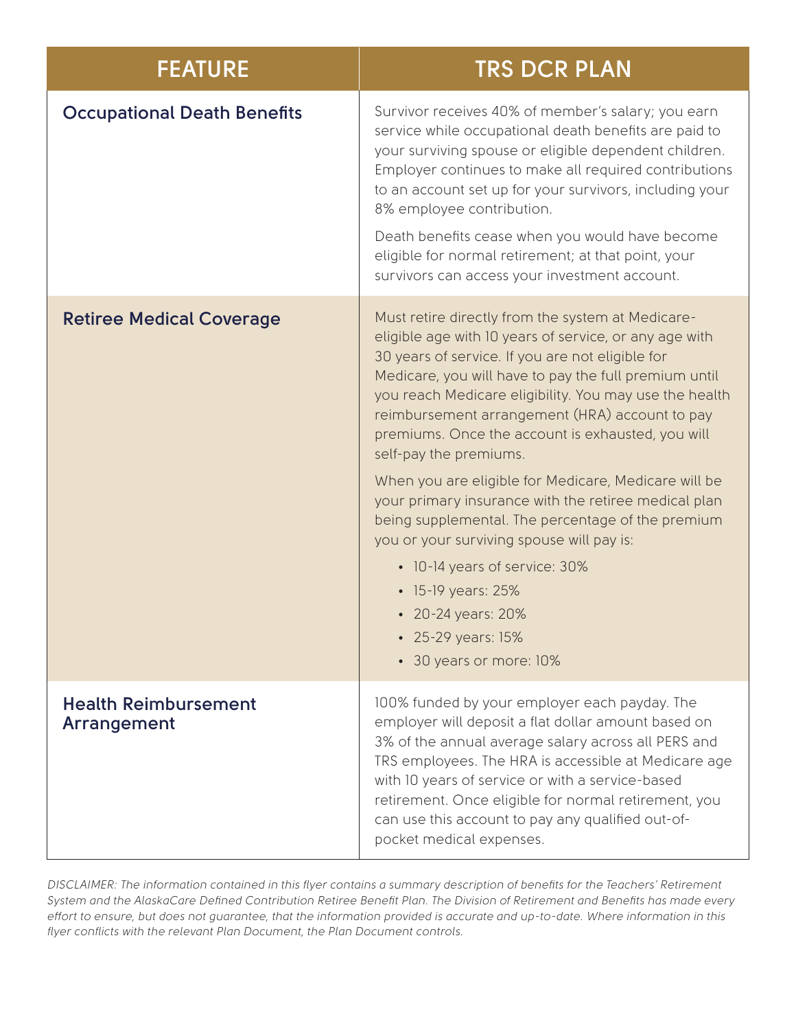| FEATURE | TRS DCR PLAN |
| --- | --- |
| **Occupational Death Benefits** | Survivor receives 40% of member's salary; you earn service while occupational death benefits are paid to your surviving spouse or eligible dependent children. Employer continues to make all required contributions to an account set up for your survivors, including your 8% employee contribution.<br><br>Death benefits cease when you would have become eligible for normal retirement; at that point, your survivors can access your investment account. |
| **Retiree Medical Coverage** | Must retire directly from the system at Medicare-eligible age with 10 years of service, or any age with 30 years of service. If you are not eligible for Medicare, you will have to pay the full premium until you reach Medicare eligibility. You may use the health reimbursement arrangement (HRA) account to pay premiums. Once the account is exhausted, you will self-pay the premiums.<br><br>When you are eligible for Medicare, Medicare will be your primary insurance with the retiree medical plan being supplemental. The percentage of the premium you or your surviving spouse will pay is:<br>• 10-14 years of service: 30%<br>• 15-19 years: 25%<br>• 20-24 years: 20%<br>• 25-29 years: 15%<br>• 30 years or more: 10% |
| **Health Reimbursement Arrangement** | 100% funded by your employer each payday. The employer will deposit a flat dollar amount based on 3% of the annual average salary across all PERS and TRS employees. The HRA is accessible at Medicare age with 10 years of service or with a service-based retirement. Once eligible for normal retirement, you can use this account to pay any qualified out-of-pocket medical expenses. |

*DISCLAIMER: The information contained in this flyer contains a summary description of benefits for the Teachers' Retirement System and the AlaskaCare Defined Contribution Retiree Benefit Plan. The Division of Retirement and Benefits has made every effort to ensure, but does not guarantee, that the information provided is accurate and up-to-date. Where information in this flyer conflicts with the relevant Plan Document, the Plan Document controls.*